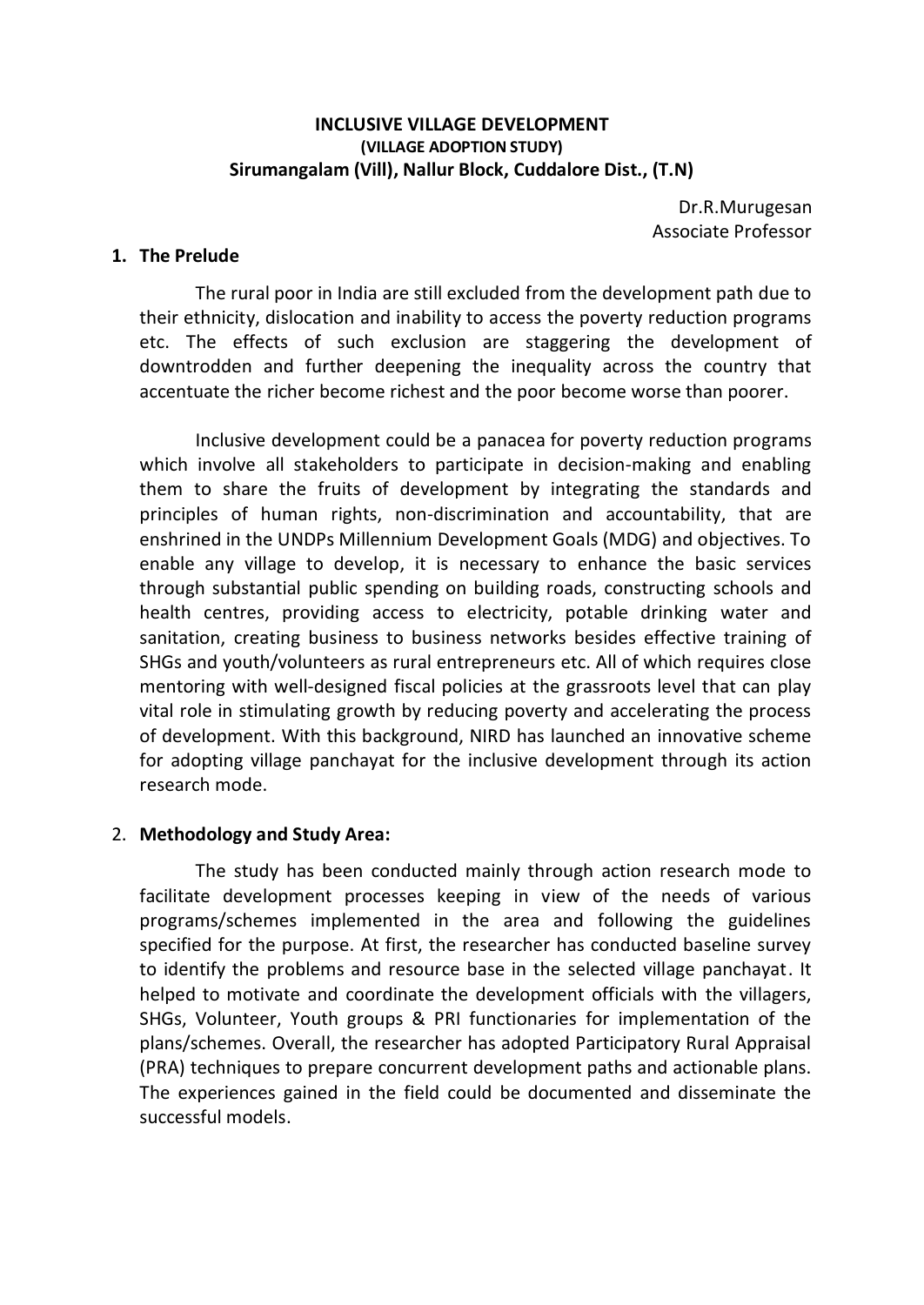# INCLUSIVE VILLAGE DEVELOPMENT
## (VILLAGE ADOPTION STUDY)
## Sirumangalam (Vill), Nallur Block, Cuddalore Dist., (T.N)

Dr.R.Murugesan
Associate Professor

## 1. The Prelude

The rural poor in India are still excluded from the development path due to their ethnicity, dislocation and inability to access the poverty reduction programs etc. The effects of such exclusion are staggering the development of downtrodden and further deepening the inequality across the country that accentuate the richer become richest and the poor become worse than poorer.

Inclusive development could be a panacea for poverty reduction programs which involve all stakeholders to participate in decision-making and enabling them to share the fruits of development by integrating the standards and principles of human rights, non-discrimination and accountability, that are enshrined in the UNDPs Millennium Development Goals (MDG) and objectives. To enable any village to develop, it is necessary to enhance the basic services through substantial public spending on building roads, constructing schools and health centres, providing access to electricity, potable drinking water and sanitation, creating business to business networks besides effective training of SHGs and youth/volunteers as rural entrepreneurs etc. All of which requires close mentoring with well-designed fiscal policies at the grassroots level that can play vital role in stimulating growth by reducing poverty and accelerating the process of development. With this background, NIRD has launched an innovative scheme for adopting village panchayat for the inclusive development through its action research mode.

## 2. Methodology and Study Area:

The study has been conducted mainly through action research mode to facilitate development processes keeping in view of the needs of various programs/schemes implemented in the area and following the guidelines specified for the purpose. At first, the researcher has conducted baseline survey to identify the problems and resource base in the selected village panchayat. It helped to motivate and coordinate the development officials with the villagers, SHGs, Volunteer, Youth groups & PRI functionaries for implementation of the plans/schemes. Overall, the researcher has adopted Participatory Rural Appraisal (PRA) techniques to prepare concurrent development paths and actionable plans. The experiences gained in the field could be documented and disseminate the successful models.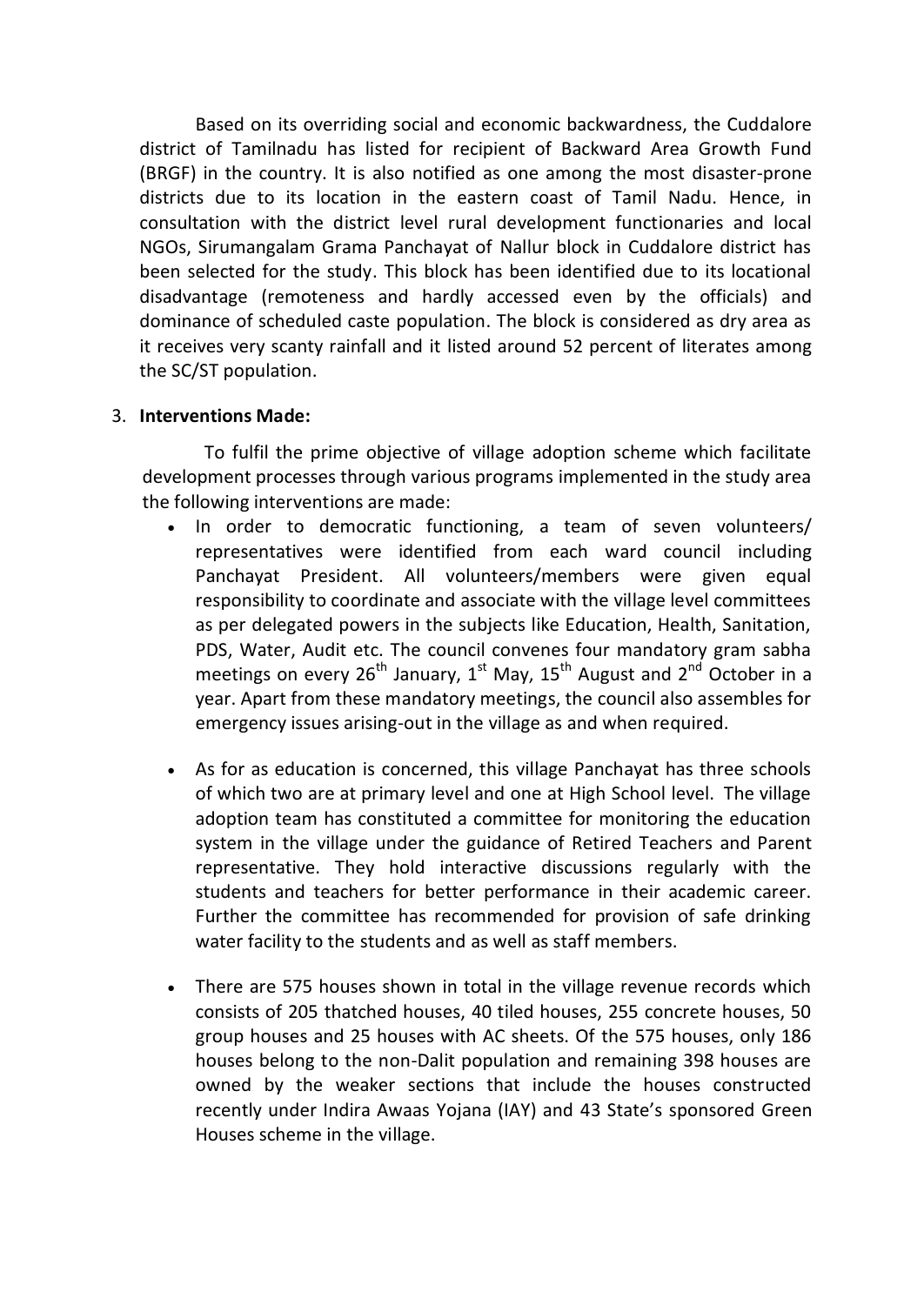Based on its overriding social and economic backwardness, the Cuddalore district of Tamilnadu has listed for recipient of Backward Area Growth Fund (BRGF) in the country. It is also notified as one among the most disaster-prone districts due to its location in the eastern coast of Tamil Nadu. Hence, in consultation with the district level rural development functionaries and local NGOs, Sirumangalam Grama Panchayat of Nallur block in Cuddalore district has been selected for the study. This block has been identified due to its locational disadvantage (remoteness and hardly accessed even by the officials) and dominance of scheduled caste population. The block is considered as dry area as it receives very scanty rainfall and it listed around 52 percent of literates among the SC/ST population.

3. **Interventions Made:**

To fulfil the prime objective of village adoption scheme which facilitate development processes through various programs implemented in the study area the following interventions are made:

- In order to democratic functioning, a team of seven volunteers/ representatives were identified from each ward council including Panchayat President. All volunteers/members were given equal responsibility to coordinate and associate with the village level committees as per delegated powers in the subjects like Education, Health, Sanitation, PDS, Water, Audit etc. The council convenes four mandatory gram sabha meetings on every 26th January, 1st May, 15th August and 2nd October in a year. Apart from these mandatory meetings, the council also assembles for emergency issues arising-out in the village as and when required.

- As for as education is concerned, this village Panchayat has three schools of which two are at primary level and one at High School level. The village adoption team has constituted a committee for monitoring the education system in the village under the guidance of Retired Teachers and Parent representative. They hold interactive discussions regularly with the students and teachers for better performance in their academic career. Further the committee has recommended for provision of safe drinking water facility to the students and as well as staff members.

- There are 575 houses shown in total in the village revenue records which consists of 205 thatched houses, 40 tiled houses, 255 concrete houses, 50 group houses and 25 houses with AC sheets. Of the 575 houses, only 186 houses belong to the non-Dalit population and remaining 398 houses are owned by the weaker sections that include the houses constructed recently under Indira Awaas Yojana (IAY) and 43 State's sponsored Green Houses scheme in the village.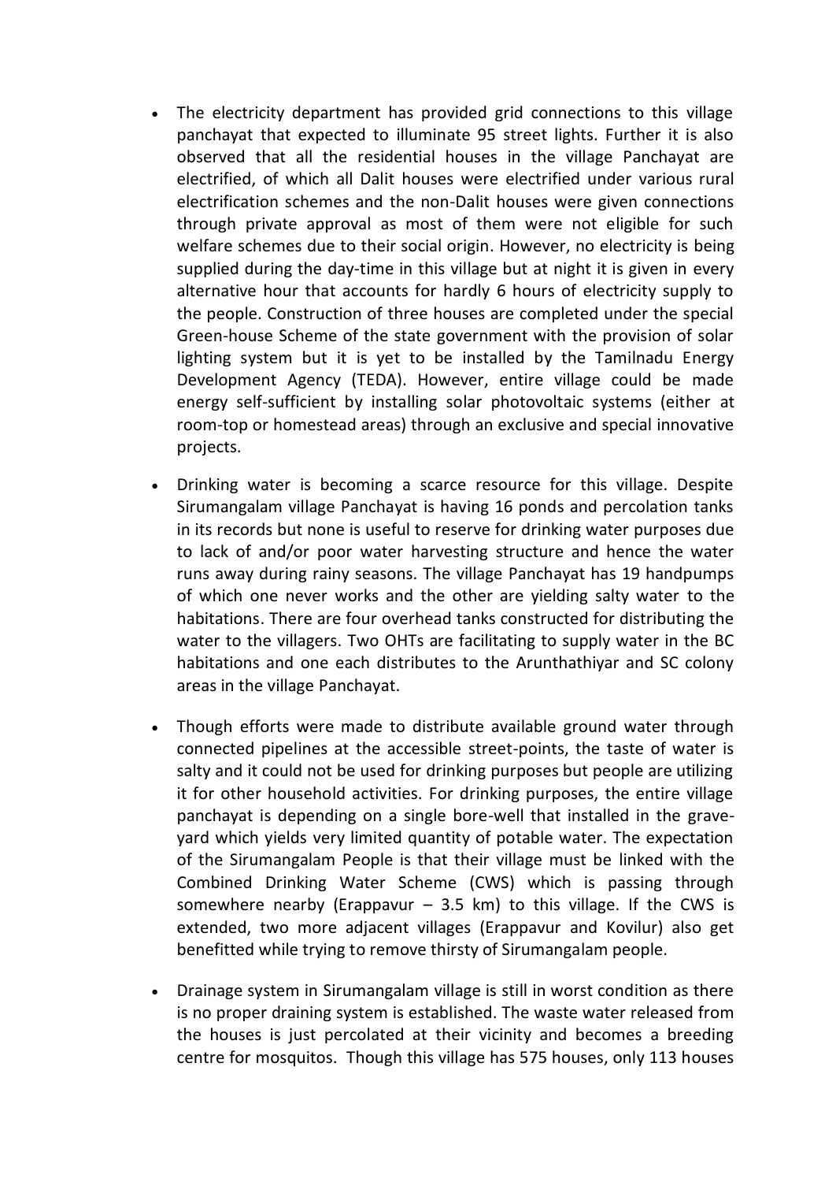- The electricity department has provided grid connections to this village panchayat that expected to illuminate 95 street lights. Further it is also observed that all the residential houses in the village Panchayat are electrified, of which all Dalit houses were electrified under various rural electrification schemes and the non-Dalit houses were given connections through private approval as most of them were not eligible for such welfare schemes due to their social origin. However, no electricity is being supplied during the day-time in this village but at night it is given in every alternative hour that accounts for hardly 6 hours of electricity supply to the people. Construction of three houses are completed under the special Green-house Scheme of the state government with the provision of solar lighting system but it is yet to be installed by the Tamilnadu Energy Development Agency (TEDA). However, entire village could be made energy self-sufficient by installing solar photovoltaic systems (either at room-top or homestead areas) through an exclusive and special innovative projects.

- Drinking water is becoming a scarce resource for this village. Despite Sirumangalam village Panchayat is having 16 ponds and percolation tanks in its records but none is useful to reserve for drinking water purposes due to lack of and/or poor water harvesting structure and hence the water runs away during rainy seasons. The village Panchayat has 19 handpumps of which one never works and the other are yielding salty water to the habitations. There are four overhead tanks constructed for distributing the water to the villagers. Two OHTs are facilitating to supply water in the BC habitations and one each distributes to the Arunthathiyar and SC colony areas in the village Panchayat.

- Though efforts were made to distribute available ground water through connected pipelines at the accessible street-points, the taste of water is salty and it could not be used for drinking purposes but people are utilizing it for other household activities. For drinking purposes, the entire village panchayat is depending on a single bore-well that installed in the grave-yard which yields very limited quantity of potable water. The expectation of the Sirumangalam People is that their village must be linked with the Combined Drinking Water Scheme (CWS) which is passing through somewhere nearby (Erappavur – 3.5 km) to this village. If the CWS is extended, two more adjacent villages (Erappavur and Kovilur) also get benefitted while trying to remove thirsty of Sirumangalam people.

- Drainage system in Sirumangalam village is still in worst condition as there is no proper draining system is established. The waste water released from the houses is just percolated at their vicinity and becomes a breeding centre for mosquitos. Though this village has 575 houses, only 113 houses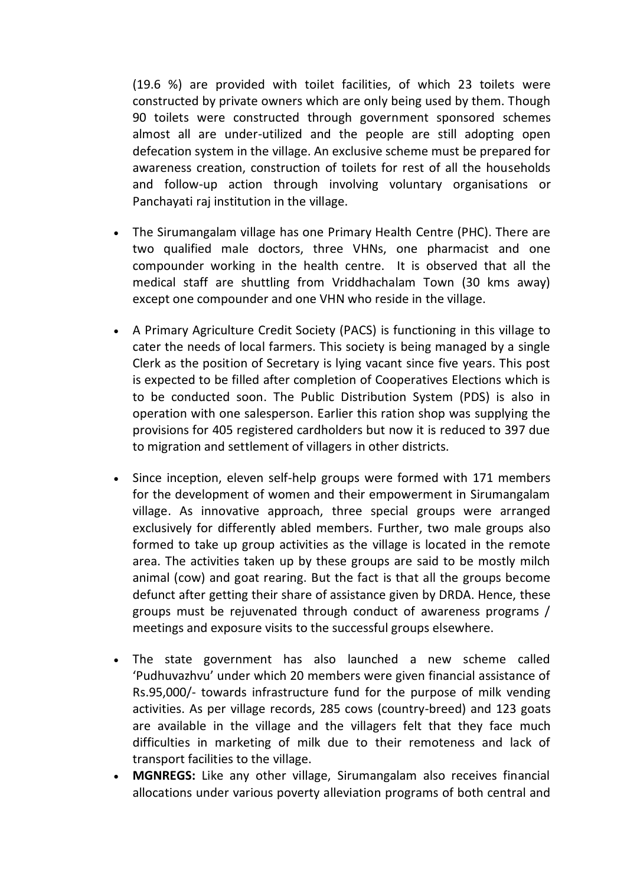(19.6 %) are provided with toilet facilities, of which 23 toilets were constructed by private owners which are only being used by them. Though 90 toilets were constructed through government sponsored schemes almost all are under-utilized and the people are still adopting open defecation system in the village. An exclusive scheme must be prepared for awareness creation, construction of toilets for rest of all the households and follow-up action through involving voluntary organisations or Panchayati raj institution in the village.

- The Sirumangalam village has one Primary Health Centre (PHC). There are two qualified male doctors, three VHNs, one pharmacist and one compounder working in the health centre. It is observed that all the medical staff are shuttling from Vriddhachalam Town (30 kms away) except one compounder and one VHN who reside in the village.

- A Primary Agriculture Credit Society (PACS) is functioning in this village to cater the needs of local farmers. This society is being managed by a single Clerk as the position of Secretary is lying vacant since five years. This post is expected to be filled after completion of Cooperatives Elections which is to be conducted soon. The Public Distribution System (PDS) is also in operation with one salesperson. Earlier this ration shop was supplying the provisions for 405 registered cardholders but now it is reduced to 397 due to migration and settlement of villagers in other districts.

- Since inception, eleven self-help groups were formed with 171 members for the development of women and their empowerment in Sirumangalam village. As innovative approach, three special groups were arranged exclusively for differently abled members. Further, two male groups also formed to take up group activities as the village is located in the remote area. The activities taken up by these groups are said to be mostly milch animal (cow) and goat rearing. But the fact is that all the groups become defunct after getting their share of assistance given by DRDA. Hence, these groups must be rejuvenated through conduct of awareness programs / meetings and exposure visits to the successful groups elsewhere.

- The state government has also launched a new scheme called 'Pudhuvazhvu' under which 20 members were given financial assistance of Rs.95,000/- towards infrastructure fund for the purpose of milk vending activities. As per village records, 285 cows (country-breed) and 123 goats are available in the village and the villagers felt that they face much difficulties in marketing of milk due to their remoteness and lack of transport facilities to the village.

- **MGNREGS:** Like any other village, Sirumangalam also receives financial allocations under various poverty alleviation programs of both central and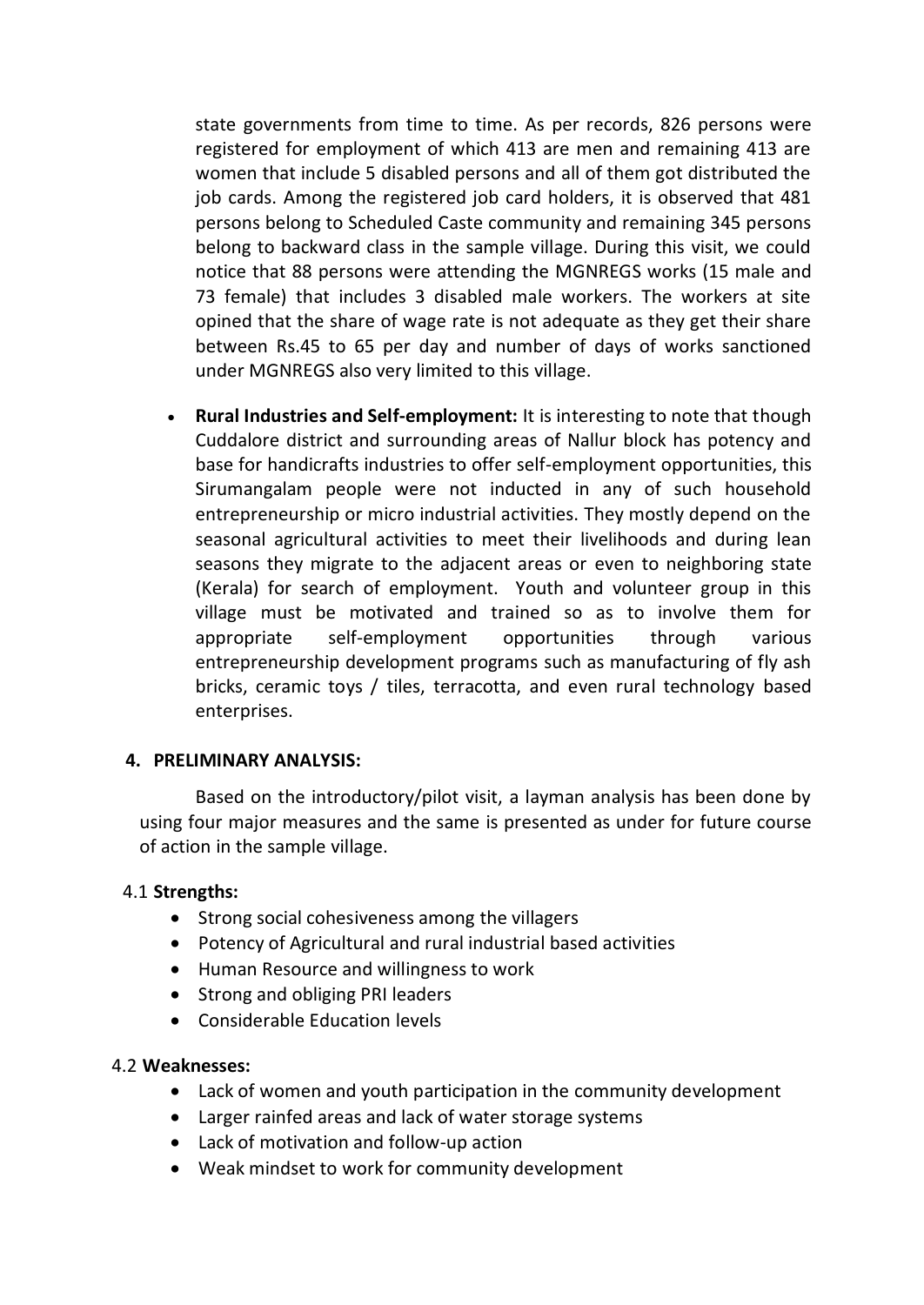state governments from time to time. As per records, 826 persons were registered for employment of which 413 are men and remaining 413 are women that include 5 disabled persons and all of them got distributed the job cards. Among the registered job card holders, it is observed that 481 persons belong to Scheduled Caste community and remaining 345 persons belong to backward class in the sample village. During this visit, we could notice that 88 persons were attending the MGNREGS works (15 male and 73 female) that includes 3 disabled male workers. The workers at site opined that the share of wage rate is not adequate as they get their share between Rs.45 to 65 per day and number of days of works sanctioned under MGNREGS also very limited to this village.

- **Rural Industries and Self-employment:** It is interesting to note that though Cuddalore district and surrounding areas of Nallur block has potency and base for handicrafts industries to offer self-employment opportunities, this Sirumangalam people were not inducted in any of such household entrepreneurship or micro industrial activities. They mostly depend on the seasonal agricultural activities to meet their livelihoods and during lean seasons they migrate to the adjacent areas or even to neighboring state (Kerala) for search of employment. Youth and volunteer group in this village must be motivated and trained so as to involve them for appropriate self-employment opportunities through various entrepreneurship development programs such as manufacturing of fly ash bricks, ceramic toys / tiles, terracotta, and even rural technology based enterprises.

## 4. PRELIMINARY ANALYSIS:

Based on the introductory/pilot visit, a layman analysis has been done by using four major measures and the same is presented as under for future course of action in the sample village.

### 4.1 **Strengths:**

- Strong social cohesiveness among the villagers
- Potency of Agricultural and rural industrial based activities
- Human Resource and willingness to work
- Strong and obliging PRI leaders
- Considerable Education levels

### 4.2 **Weaknesses:**

- Lack of women and youth participation in the community development
- Larger rainfed areas and lack of water storage systems
- Lack of motivation and follow-up action
- Weak mindset to work for community development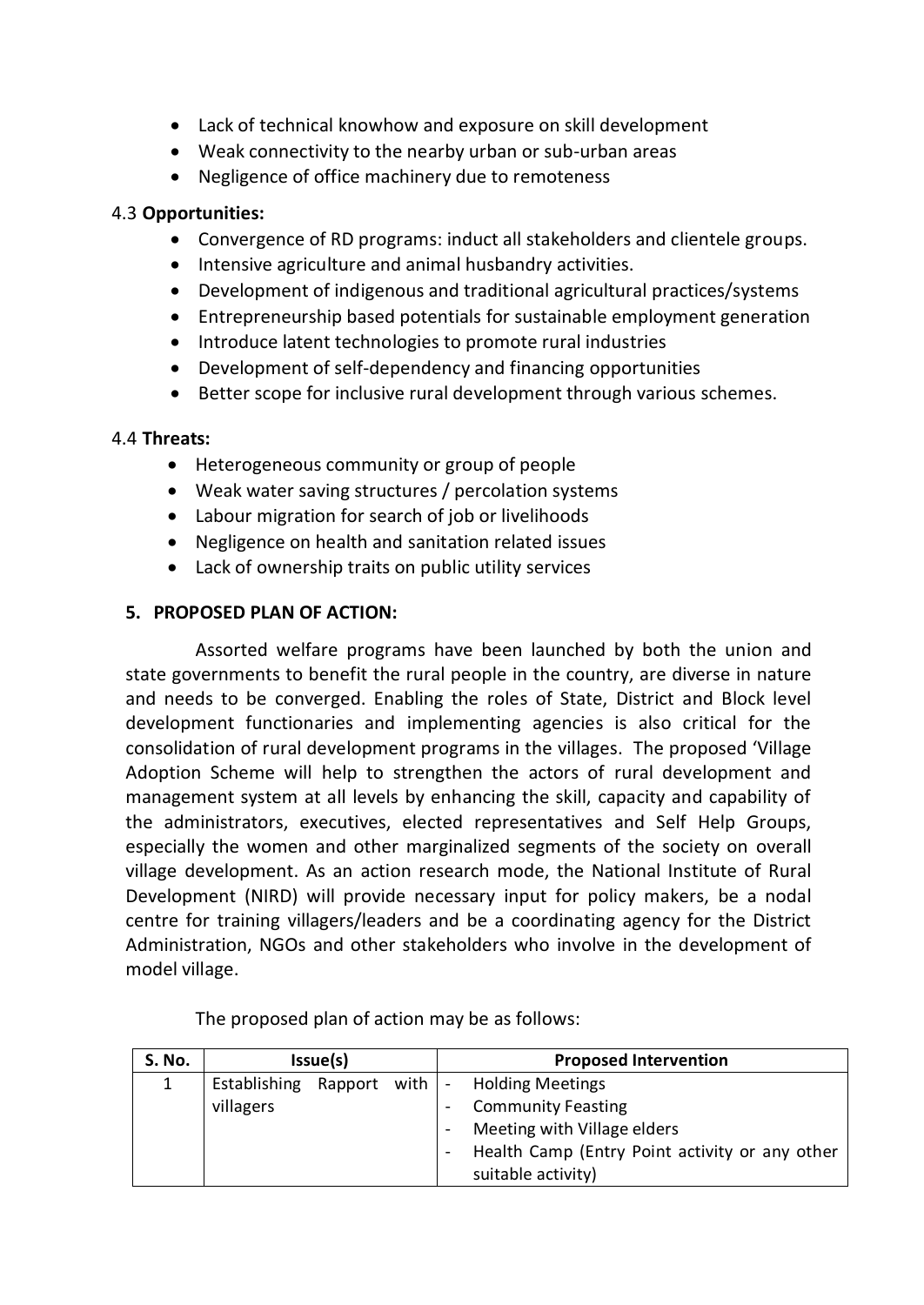- Lack of technical knowhow and exposure on skill development
- Weak connectivity to the nearby urban or sub-urban areas
- Negligence of office machinery due to remoteness

### 4.3 **Opportunities:**

- Convergence of RD programs: induct all stakeholders and clientele groups.
- Intensive agriculture and animal husbandry activities.
- Development of indigenous and traditional agricultural practices/systems
- Entrepreneurship based potentials for sustainable employment generation
- Introduce latent technologies to promote rural industries
- Development of self-dependency and financing opportunities
- Better scope for inclusive rural development through various schemes.

### 4.4 **Threats:**

- Heterogeneous community or group of people
- Weak water saving structures / percolation systems
- Labour migration for search of job or livelihoods
- Negligence on health and sanitation related issues
- Lack of ownership traits on public utility services

## 5. PROPOSED PLAN OF ACTION:

Assorted welfare programs have been launched by both the union and state governments to benefit the rural people in the country, are diverse in nature and needs to be converged. Enabling the roles of State, District and Block level development functionaries and implementing agencies is also critical for the consolidation of rural development programs in the villages. The proposed 'Village Adoption Scheme will help to strengthen the actors of rural development and management system at all levels by enhancing the skill, capacity and capability of the administrators, executives, elected representatives and Self Help Groups, especially the women and other marginalized segments of the society on overall village development. As an action research mode, the National Institute of Rural Development (NIRD) will provide necessary input for policy makers, be a nodal centre for training villagers/leaders and be a coordinating agency for the District Administration, NGOs and other stakeholders who involve in the development of model village.

The proposed plan of action may be as follows:

| S. No. | Issue(s) | Proposed Intervention |
|---|---|---|
| 1 | Establishing Rapport with villagers | - Holding Meetings<br>- Community Feasting<br>- Meeting with Village elders<br>- Health Camp (Entry Point activity or any other suitable activity) |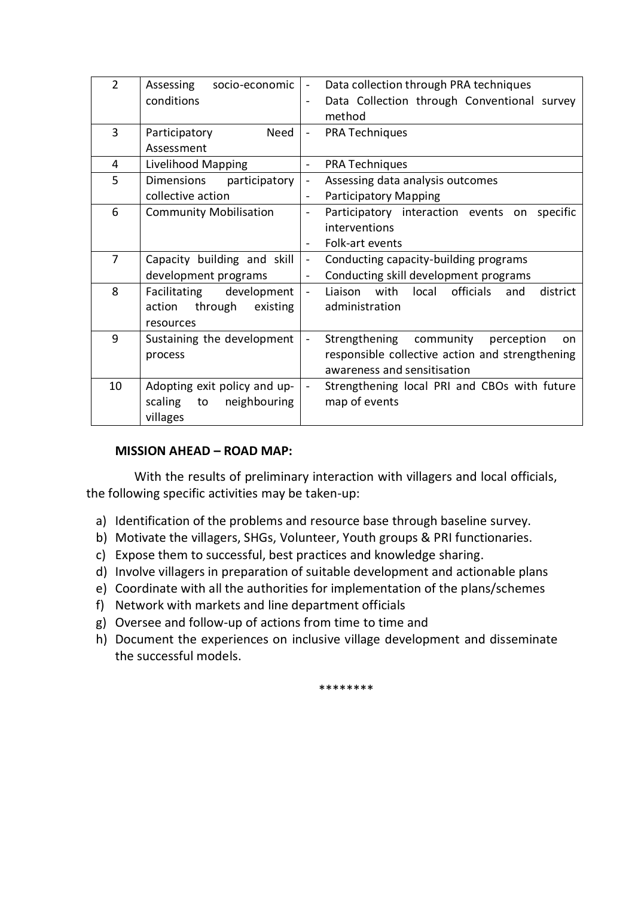| | | |
|---|---|---|
| 2 | Assessing socio-economic conditions | - Data collection through PRA techniques<br>- Data Collection through Conventional survey method |
| 3 | Participatory Need Assessment | - PRA Techniques |
| 4 | Livelihood Mapping | - PRA Techniques |
| 5 | Dimensions participatory collective action | - Assessing data analysis outcomes<br>- Participatory Mapping |
| 6 | Community Mobilisation | - Participatory interaction events on specific interventions<br>- Folk-art events |
| 7 | Capacity building and skill development programs | - Conducting capacity-building programs<br>- Conducting skill development programs |
| 8 | Facilitating development action through existing resources | - Liaison with local officials and district administration |
| 9 | Sustaining the development process | - Strengthening community perception on responsible collective action and strengthening awareness and sensitisation |
| 10 | Adopting exit policy and up-scaling to neighbouring villages | - Strengthening local PRI and CBOs with future map of events |

**MISSION AHEAD – ROAD MAP:**

With the results of preliminary interaction with villagers and local officials, the following specific activities may be taken-up:

a) Identification of the problems and resource base through baseline survey.
b) Motivate the villagers, SHGs, Volunteer, Youth groups & PRI functionaries.
c) Expose them to successful, best practices and knowledge sharing.
d) Involve villagers in preparation of suitable development and actionable plans
e) Coordinate with all the authorities for implementation of the plans/schemes
f) Network with markets and line department officials
g) Oversee and follow-up of actions from time to time and
h) Document the experiences on inclusive village development and disseminate the successful models.

********